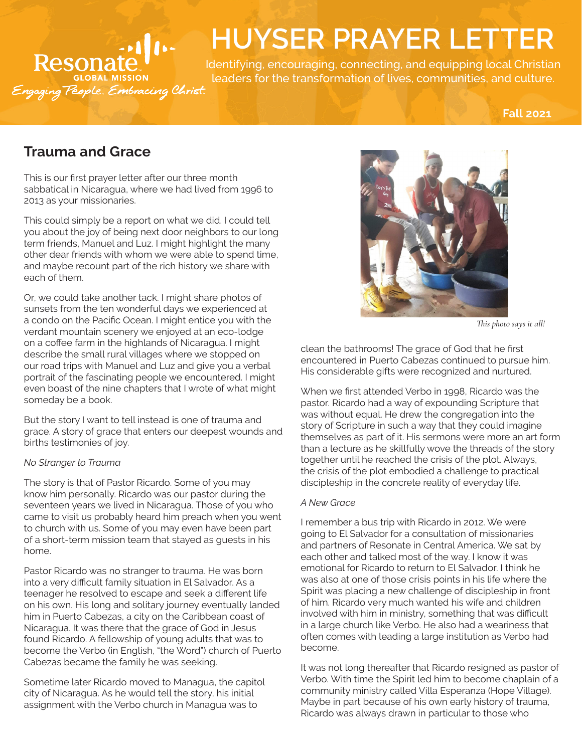# HUYSER PRAYER LETTER

Resonate GLOBAL MISSION

*Engaging People. Embracing Christ.*

Identifying, encouraging, connecting, and equipping local Christian leaders for the transformation of lives, communities, and culture.

**Fall 2021**

## Trauma and Grace

This is our first prayer letter after our three month sabbatical in Nicaragua, where we had lived from 1996 to 2013 as your missionaries.

This could simply be a report on what we did. I could tell you about the joy of being next door neighbors to our long term friends, Manuel and Luz. I might highlight the many other dear friends with whom we were able to spend time, and maybe recount part of the rich history we share with each of them.

Or, we could take another tack. I might share photos of sunsets from the ten wonderful days we experienced at a condo on the Pacific Ocean. I might entice you with the verdant mountain scenery we enjoyed at an eco-lodge on a coffee farm in the highlands of Nicaragua. I might describe the small rural villages where we stopped on our road trips with Manuel and Luz and give you a verbal portrait of the fascinating people we encountered. I might even boast of the nine chapters that I wrote of what might someday be a book.

But the story I want to tell instead is one of trauma and grace. A story of grace that enters our deepest wounds and births testimonies of joy.

*No Stranger to Trauma*

The story is that of Pastor Ricardo. Some of you may know him personally. Ricardo was our pastor during the seventeen years we lived in Nicaragua. Those of you who came to visit us probably heard him preach when you went to church with us. Some of you may even have been part of a short-term mission team that stayed as guests in his home.

Pastor Ricardo was no stranger to trauma. He was born into a very difficult family situation in El Salvador. As a teenager he resolved to escape and seek a different life on his own. His long and solitary journey eventually landed him in Puerto Cabezas, a city on the Caribbean coast of Nicaragua. It was there that the grace of God in Jesus found Ricardo. A fellowship of young adults that was to become the Verbo (in English, "the Word") church of Puerto Cabezas became the family he was seeking.

Sometime later Ricardo moved to Managua, the capitol city of Nicaragua. As he would tell the story, his initial assignment with the Verbo church in Managua was to clean the bathrooms! The grace of God that he first encountered in Puerto Cabezas continued to pursue him. His considerable gifts were recognized and nurtured.

*This photo says it all!*

When we first attended Verbo in 1998, Ricardo was the pastor. Ricardo had a way of expounding Scripture that was without equal. He drew the congregation into the story of Scripture in such a way that they could imagine themselves as part of it. His sermons were more an art form than a lecture as he skillfully wove the threads of the story together until he reached the crisis of the plot. Always, the crisis of the plot embodied a challenge to practical discipleship in the concrete reality of everyday life.

*A New Grace*

I remember a bus trip with Ricardo in 2012. We were going to El Salvador for a consultation of missionaries and partners of Resonate in Central America. We sat by each other and talked most of the way. I know it was emotional for Ricardo to return to El Salvador. I think he was also at one of those crisis points in his life where the Spirit was placing a new challenge of discipleship in front of him. Ricardo very much wanted his wife and children involved with him in ministry, something that was difficult in a large church like Verbo. He also had a weariness that often comes with leading a large institution as Verbo had become.

It was not long thereafter that Ricardo resigned as pastor of Verbo. With time the Spirit led him to become chaplain of a community ministry called Villa Esperanza (Hope Village). Maybe in part because of his own early history of trauma, Ricardo was always drawn in particular to those who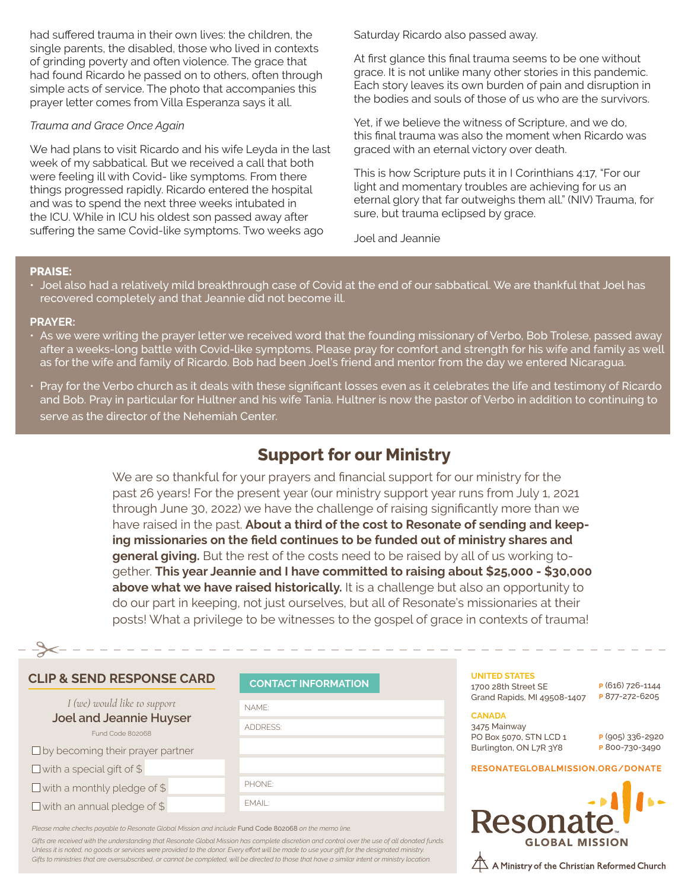had suffered trauma in their own lives: the children, the single parents, the disabled, those who lived in contexts of grinding poverty and often violence. The grace that had found Ricardo he passed on to others, often through simple acts of service. The photo that accompanies this prayer letter comes from Villa Esperanza says it all.

*Trauma and Grace Once Again*

We had plans to visit Ricardo and his wife Leyda in the last week of my sabbatical. But we received a call that both were feeling ill with Covid- like symptoms. From there things progressed rapidly. Ricardo entered the hospital and was to spend the next three weeks intubated in the ICU. While in ICU his oldest son passed away after suffering the same Covid-like symptoms. Two weeks ago Saturday Ricardo also passed away.

At first glance this final trauma seems to be one without grace. It is not unlike many other stories in this pandemic. Each story leaves its own burden of pain and disruption in the bodies and souls of those of us who are the survivors.

Yet, if we believe the witness of Scripture, and we do, this final trauma was also the moment when Ricardo was graced with an eternal victory over death.

This is how Scripture puts it in I Corinthians 4:17, "For our light and momentary troubles are achieving for us an eternal glory that far outweighs them all." (NIV) Trauma, for sure, but trauma eclipsed by grace.

Joel and Jeannie

**PRAISE:**

- Joel also had a relatively mild breakthrough case of Covid at the end of our sabbatical. We are thankful that Joel has recovered completely and that Jeannie did not become ill.

**PRAYER:**

- As we were writing the prayer letter we received word that the founding missionary of Verbo, Bob Trolese, passed away after a weeks-long battle with Covid-like symptoms. Please pray for comfort and strength for his wife and family as well as for the wife and family of Ricardo. Bob had been Joel's friend and mentor from the day we entered Nicaragua.
- Pray for the Verbo church as it deals with these significant losses even as it celebrates the life and testimony of Ricardo and Bob. Pray in particular for Hultner and his wife Tania. Hultner is now the pastor of Verbo in addition to continuing to serve as the director of the Nehemiah Center.

## Support for our Ministry

We are so thankful for your prayers and financial support for our ministry for the past 26 years! For the present year (our ministry support year runs from July 1, 2021 through June 30, 2022) we have the challenge of raising significantly more than we have raised in the past. **About a third of the cost to Resonate of sending and keeping missionaries on the field continues to be funded out of ministry shares and general giving.** But the rest of the costs need to be raised by all of us working together. **This year Jeannie and I have committed to raising about $25,000 - $30,000 above what we have raised historically.** It is a challenge but also an opportunity to do our part in keeping, not just ourselves, but all of Resonate's missionaries at their posts! What a privilege to be witnesses to the gospel of grace in contexts of trauma!

### CLIP & SEND RESPONSE CARD

*I (we) would like to support*

**Joel and Jeannie Huyser**

Fund Code 802068

- ☐ by becoming their prayer partner
- ☐ with a special gift of $
- ☐ with a monthly pledge of $
- ☐ with an annual pledge of $

**CONTACT INFORMATION**

NAME:

ADDRESS:

PHONE:

EMAIL:

*Please make checks payable to Resonate Global Mission and include* Fund Code 802068 *on the memo line.*

*Gifts are received with the understanding that Resonate Global Mission has complete discretion and control over the use of all donated funds. Unless it is noted, no goods or services were provided to the donor. Every effort will be made to use your gift for the designated ministry. Gifts to ministries that are oversubscribed, or cannot be completed, will be directed to those that have a similar intent or ministry location.*

**UNITED STATES**
1700 28th Street SE
Grand Rapids, MI 49508-1407
P (616) 726-1144
P 877-272-6205

**CANADA**
3475 Mainway
PO Box 5070, STN LCD 1
Burlington, ON L7R 3Y8
P (905) 336-2920
P 800-730-3490

**RESONATEGLOBALMISSION.ORG/DONATE**

Resonate GLOBAL MISSION

A Ministry of the Christian Reformed Church